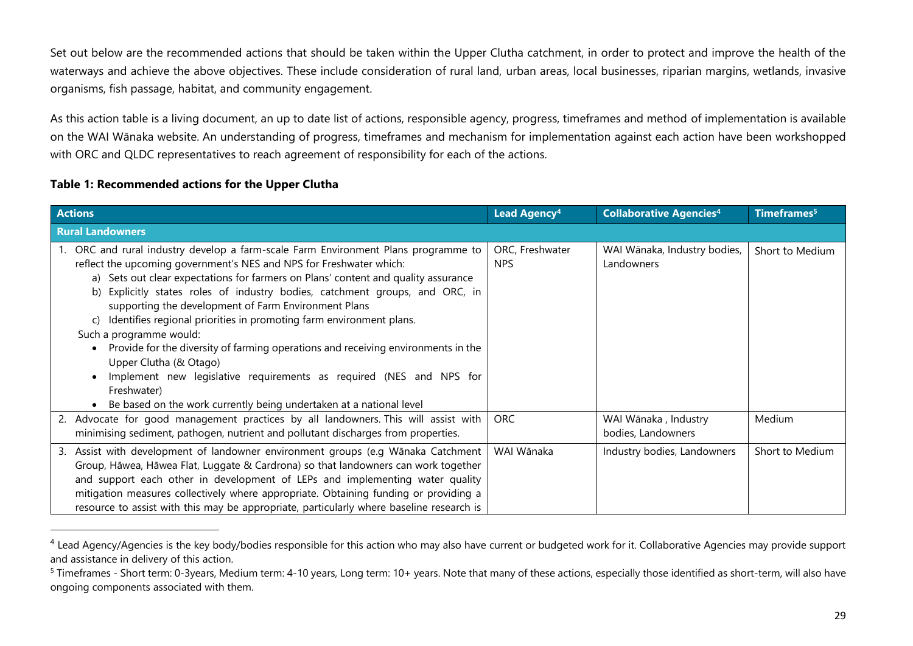Set out below are the recommended actions that should be taken within the Upper Clutha catchment, in order to protect and improve the health of the waterways and achieve the above objectives. These include consideration of rural land, urban areas, local businesses, riparian margins, wetlands, invasive organisms, fish passage, habitat, and community engagement.

As this action table is a living document, an up to date list of actions, responsible agency, progress, timeframes and method of implementation is available on the WAI Wānaka website. An understanding of progress, timeframes and mechanism for implementation against each action have been workshopped with ORC and QLDC representatives to reach agreement of responsibility for each of the actions.

**Table 1: Recommended actions for the Upper Clutha**

| Actions | Lead Agency[4] | Collaborative Agencies[4] | Timeframes[5] |
|---|---|---|---|
| **Rural Landowners** | | | |
| 1. ORC and rural industry develop a farm-scale Farm Environment Plans programme to reflect the upcoming government's NES and NPS for Freshwater which:<br>a) Sets out clear expectations for farmers on Plans' content and quality assurance<br>b) Explicitly states roles of industry bodies, catchment groups, and ORC, in supporting the development of Farm Environment Plans<br>c) Identifies regional priorities in promoting farm environment plans.<br>Such a programme would:<br>• Provide for the diversity of farming operations and receiving environments in the Upper Clutha (& Otago)<br>• Implement new legislative requirements as required (NES and NPS for Freshwater)<br>• Be based on the work currently being undertaken at a national level | ORC, Freshwater NPS | WAI Wānaka, Industry bodies, Landowners | Short to Medium |
| 2. Advocate for good management practices by all landowners. This will assist with minimising sediment, pathogen, nutrient and pollutant discharges from properties. | ORC | WAI Wānaka , Industry bodies, Landowners | Medium |
| 3. Assist with development of landowner environment groups (e.g Wānaka Catchment Group, Hāwea, Hāwea Flat, Luggate & Cardrona) so that landowners can work together and support each other in development of LEPs and implementing water quality mitigation measures collectively where appropriate. Obtaining funding or providing a resource to assist with this may be appropriate, particularly where baseline research is | WAI Wānaka | Industry bodies, Landowners | Short to Medium |

[4] Lead Agency/Agencies is the key body/bodies responsible for this action who may also have current or budgeted work for it. Collaborative Agencies may provide support and assistance in delivery of this action.

[5] Timeframes - Short term: 0-3years, Medium term: 4-10 years, Long term: 10+ years. Note that many of these actions, especially those identified as short-term, will also have ongoing components associated with them.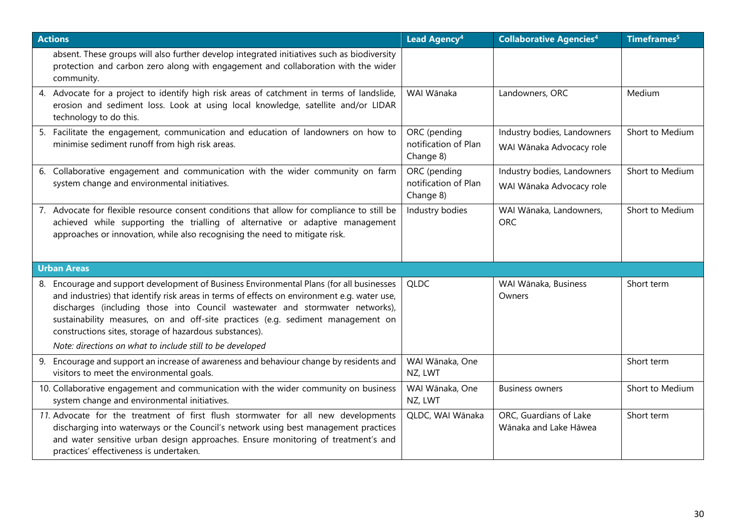| Actions | Lead Agency[4] | Collaborative Agencies[4] | Timeframes[5] |
|---|---|---|---|
| absent. These groups will also further develop integrated initiatives such as biodiversity protection and carbon zero along with engagement and collaboration with the wider community. | | | |
| 4. Advocate for a project to identify high risk areas of catchment in terms of landslide, erosion and sediment loss. Look at using local knowledge, satellite and/or LIDAR technology to do this. | WAI Wānaka | Landowners, ORC | Medium |
| 5. Facilitate the engagement, communication and education of landowners on how to minimise sediment runoff from high risk areas. | ORC (pending notification of Plan Change 8) | Industry bodies, Landowners<br>WAI Wānaka Advocacy role | Short to Medium |
| 6. Collaborative engagement and communication with the wider community on farm system change and environmental initiatives. | ORC (pending notification of Plan Change 8) | Industry bodies, Landowners<br>WAI Wānaka Advocacy role | Short to Medium |
| 7. Advocate for flexible resource consent conditions that allow for compliance to still be achieved while supporting the trialling of alternative or adaptive management approaches or innovation, while also recognising the need to mitigate risk. | Industry bodies | WAI Wānaka, Landowners, ORC | Short to Medium |
| **Urban Areas** | | | |
| 8. Encourage and support development of Business Environmental Plans (for all businesses and industries) that identify risk areas in terms of effects on environment e.g. water use, discharges (including those into Council wastewater and stormwater networks), sustainability measures, on and off-site practices (e.g. sediment management on constructions sites, storage of hazardous substances).<br>*Note: directions on what to include still to be developed* | QLDC | WAI Wānaka, Business Owners | Short term |
| 9. Encourage and support an increase of awareness and behaviour change by residents and visitors to meet the environmental goals. | WAI Wānaka, One NZ, LWT | | Short term |
| 10. Collaborative engagement and communication with the wider community on business system change and environmental initiatives. | WAI Wānaka, One NZ, LWT | Business owners | Short to Medium |
| *11.* Advocate for the treatment of first flush stormwater for all new developments discharging into waterways or the Council's network using best management practices and water sensitive urban design approaches. Ensure monitoring of treatment's and practices' effectiveness is undertaken. | QLDC, WAI Wānaka | ORC, Guardians of Lake Wānaka and Lake Hāwea | Short term |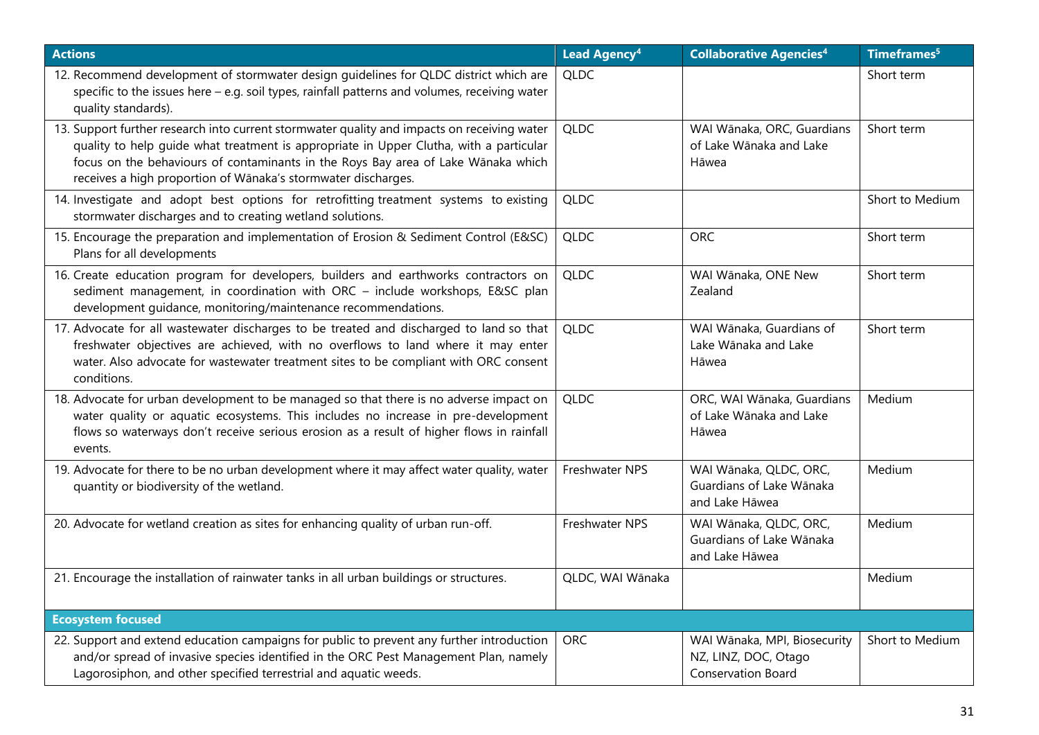| Actions | Lead Agency[4] | Collaborative Agencies[4] | Timeframes[5] |
|---|---|---|---|
| 12. Recommend development of stormwater design guidelines for QLDC district which are specific to the issues here – e.g. soil types, rainfall patterns and volumes, receiving water quality standards). | QLDC | | Short term |
| 13. Support further research into current stormwater quality and impacts on receiving water quality to help guide what treatment is appropriate in Upper Clutha, with a particular focus on the behaviours of contaminants in the Roys Bay area of Lake Wānaka which receives a high proportion of Wānaka's stormwater discharges. | QLDC | WAI Wānaka, ORC, Guardians of Lake Wānaka and Lake Hāwea | Short term |
| 14. Investigate and adopt best options for retrofitting treatment systems to existing stormwater discharges and to creating wetland solutions. | QLDC | | Short to Medium |
| 15. Encourage the preparation and implementation of Erosion & Sediment Control (E&SC) Plans for all developments | QLDC | ORC | Short term |
| 16. Create education program for developers, builders and earthworks contractors on sediment management, in coordination with ORC – include workshops, E&SC plan development guidance, monitoring/maintenance recommendations. | QLDC | WAI Wānaka, ONE New Zealand | Short term |
| 17. Advocate for all wastewater discharges to be treated and discharged to land so that freshwater objectives are achieved, with no overflows to land where it may enter water. Also advocate for wastewater treatment sites to be compliant with ORC consent conditions. | QLDC | WAI Wānaka, Guardians of Lake Wānaka and Lake Hāwea | Short term |
| 18. Advocate for urban development to be managed so that there is no adverse impact on water quality or aquatic ecosystems. This includes no increase in pre-development flows so waterways don't receive serious erosion as a result of higher flows in rainfall events. | QLDC | ORC, WAI Wānaka, Guardians of Lake Wānaka and Lake Hāwea | Medium |
| 19. Advocate for there to be no urban development where it may affect water quality, water quantity or biodiversity of the wetland. | Freshwater NPS | WAI Wānaka, QLDC, ORC, Guardians of Lake Wānaka and Lake Hāwea | Medium |
| 20. Advocate for wetland creation as sites for enhancing quality of urban run-off. | Freshwater NPS | WAI Wānaka, QLDC, ORC, Guardians of Lake Wānaka and Lake Hāwea | Medium |
| 21. Encourage the installation of rainwater tanks in all urban buildings or structures. | QLDC, WAI Wānaka | | Medium |
| **Ecosystem focused** | | | |
| 22. Support and extend education campaigns for public to prevent any further introduction and/or spread of invasive species identified in the ORC Pest Management Plan, namely Lagorosiphon, and other specified terrestrial and aquatic weeds. | ORC | WAI Wānaka, MPI, Biosecurity NZ, LINZ, DOC, Otago Conservation Board | Short to Medium |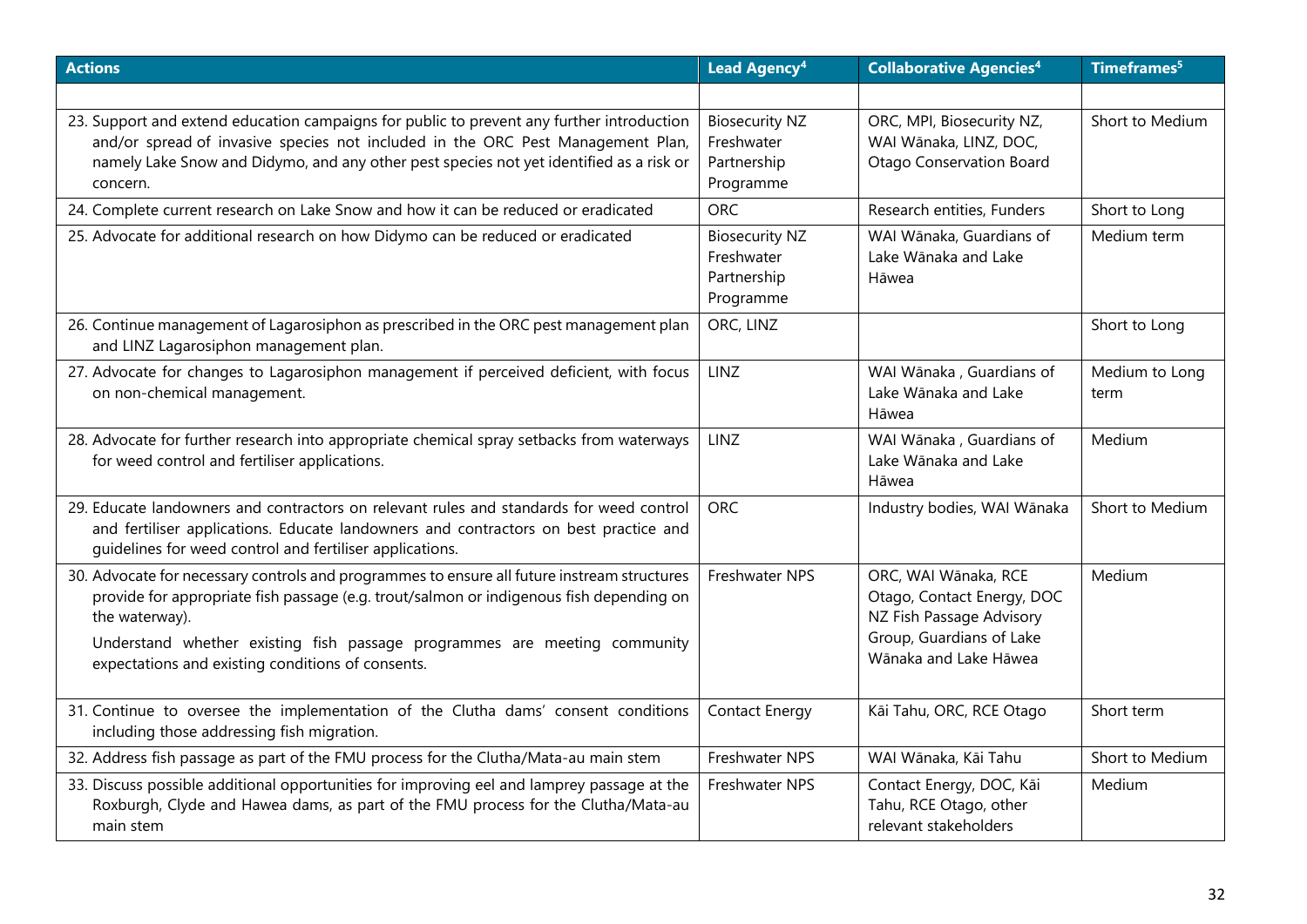| Actions | Lead Agency[4] | Collaborative Agencies[4] | Timeframes[5] |
|---|---|---|---|
| | | | |
| 23. Support and extend education campaigns for public to prevent any further introduction and/or spread of invasive species not included in the ORC Pest Management Plan, namely Lake Snow and Didymo, and any other pest species not yet identified as a risk or concern. | Biosecurity NZ Freshwater Partnership Programme | ORC, MPI, Biosecurity NZ, WAI Wānaka, LINZ, DOC, Otago Conservation Board | Short to Medium |
| 24. Complete current research on Lake Snow and how it can be reduced or eradicated | ORC | Research entities, Funders | Short to Long |
| 25. Advocate for additional research on how Didymo can be reduced or eradicated | Biosecurity NZ Freshwater Partnership Programme | WAI Wānaka, Guardians of Lake Wānaka and Lake Hāwea | Medium term |
| 26. Continue management of Lagarosiphon as prescribed in the ORC pest management plan and LINZ Lagarosiphon management plan. | ORC, LINZ | | Short to Long |
| 27. Advocate for changes to Lagarosiphon management if perceived deficient, with focus on non-chemical management. | LINZ | WAI Wānaka , Guardians of Lake Wānaka and Lake Hāwea | Medium to Long term |
| 28. Advocate for further research into appropriate chemical spray setbacks from waterways for weed control and fertiliser applications. | LINZ | WAI Wānaka , Guardians of Lake Wānaka and Lake Hāwea | Medium |
| 29. Educate landowners and contractors on relevant rules and standards for weed control and fertiliser applications. Educate landowners and contractors on best practice and guidelines for weed control and fertiliser applications. | ORC | Industry bodies, WAI Wānaka | Short to Medium |
| 30. Advocate for necessary controls and programmes to ensure all future instream structures provide for appropriate fish passage (e.g. trout/salmon or indigenous fish depending on the waterway).<br>Understand whether existing fish passage programmes are meeting community expectations and existing conditions of consents. | Freshwater NPS | ORC, WAI Wānaka, RCE Otago, Contact Energy, DOC NZ Fish Passage Advisory Group, Guardians of Lake Wānaka and Lake Hāwea | Medium |
| 31. Continue to oversee the implementation of the Clutha dams' consent conditions including those addressing fish migration. | Contact Energy | Kāi Tahu, ORC, RCE Otago | Short term |
| 32. Address fish passage as part of the FMU process for the Clutha/Mata-au main stem | Freshwater NPS | WAI Wānaka, Kāi Tahu | Short to Medium |
| 33. Discuss possible additional opportunities for improving eel and lamprey passage at the Roxburgh, Clyde and Hawea dams, as part of the FMU process for the Clutha/Mata-au main stem | Freshwater NPS | Contact Energy, DOC, Kāi Tahu, RCE Otago, other relevant stakeholders | Medium |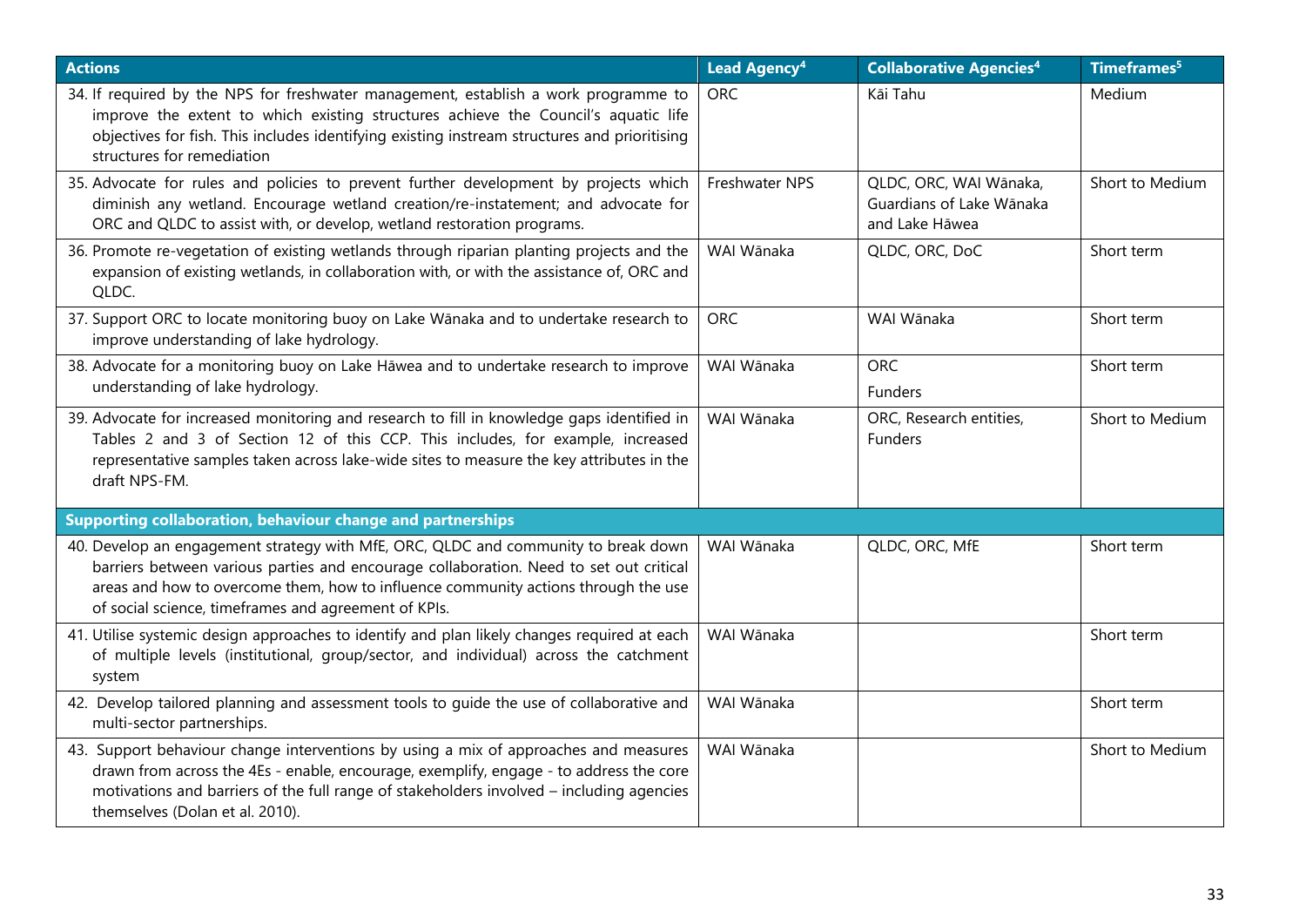| Actions | Lead Agency[4] | Collaborative Agencies[4] | Timeframes[5] |
|---|---|---|---|
| 34. If required by the NPS for freshwater management, establish a work programme to improve the extent to which existing structures achieve the Council's aquatic life objectives for fish. This includes identifying existing instream structures and prioritising structures for remediation | ORC | Kāi Tahu | Medium |
| 35. Advocate for rules and policies to prevent further development by projects which diminish any wetland. Encourage wetland creation/re-instatement; and advocate for ORC and QLDC to assist with, or develop, wetland restoration programs. | Freshwater NPS | QLDC, ORC, WAI Wānaka, Guardians of Lake Wānaka and Lake Hāwea | Short to Medium |
| 36. Promote re-vegetation of existing wetlands through riparian planting projects and the expansion of existing wetlands, in collaboration with, or with the assistance of, ORC and QLDC. | WAI Wānaka | QLDC, ORC, DoC | Short term |
| 37. Support ORC to locate monitoring buoy on Lake Wānaka and to undertake research to improve understanding of lake hydrology. | ORC | WAI Wānaka | Short term |
| 38. Advocate for a monitoring buoy on Lake Hāwea and to undertake research to improve understanding of lake hydrology. | WAI Wānaka | ORC<br>Funders | Short term |
| 39. Advocate for increased monitoring and research to fill in knowledge gaps identified in Tables 2 and 3 of Section 12 of this CCP. This includes, for example, increased representative samples taken across lake-wide sites to measure the key attributes in the draft NPS-FM. | WAI Wānaka | ORC, Research entities, Funders | Short to Medium |
| **Supporting collaboration, behaviour change and partnerships** | | | |
| 40. Develop an engagement strategy with MfE, ORC, QLDC and community to break down barriers between various parties and encourage collaboration. Need to set out critical areas and how to overcome them, how to influence community actions through the use of social science, timeframes and agreement of KPIs. | WAI Wānaka | QLDC, ORC, MfE | Short term |
| 41. Utilise systemic design approaches to identify and plan likely changes required at each of multiple levels (institutional, group/sector, and individual) across the catchment system | WAI Wānaka | | Short term |
| 42. Develop tailored planning and assessment tools to guide the use of collaborative and multi-sector partnerships. | WAI Wānaka | | Short term |
| 43. Support behaviour change interventions by using a mix of approaches and measures drawn from across the 4Es - enable, encourage, exemplify, engage - to address the core motivations and barriers of the full range of stakeholders involved – including agencies themselves (Dolan et al. 2010). | WAI Wānaka | | Short to Medium |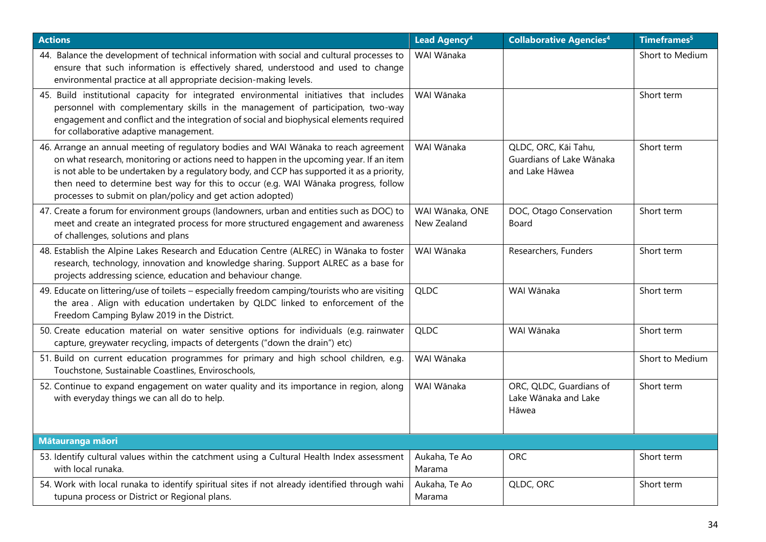| Actions | Lead Agency[4] | Collaborative Agencies[4] | Timeframes[5] |
|---|---|---|---|
| 44. Balance the development of technical information with social and cultural processes to ensure that such information is effectively shared, understood and used to change environmental practice at all appropriate decision-making levels. | WAI Wānaka | | Short to Medium |
| 45. Build institutional capacity for integrated environmental initiatives that includes personnel with complementary skills in the management of participation, two-way engagement and conflict and the integration of social and biophysical elements required for collaborative adaptive management. | WAI Wānaka | | Short term |
| 46. Arrange an annual meeting of regulatory bodies and WAI Wānaka to reach agreement on what research, monitoring or actions need to happen in the upcoming year. If an item is not able to be undertaken by a regulatory body, and CCP has supported it as a priority, then need to determine best way for this to occur (e.g. WAI Wānaka progress, follow processes to submit on plan/policy and get action adopted) | WAI Wānaka | QLDC, ORC, Kāi Tahu, Guardians of Lake Wānaka and Lake Hāwea | Short term |
| 47. Create a forum for environment groups (landowners, urban and entities such as DOC) to meet and create an integrated process for more structured engagement and awareness of challenges, solutions and plans | WAI Wānaka, ONE New Zealand | DOC, Otago Conservation Board | Short term |
| 48. Establish the Alpine Lakes Research and Education Centre (ALREC) in Wānaka to foster research, technology, innovation and knowledge sharing. Support ALREC as a base for projects addressing science, education and behaviour change. | WAI Wānaka | Researchers, Funders | Short term |
| 49. Educate on littering/use of toilets – especially freedom camping/tourists who are visiting the area . Align with education undertaken by QLDC linked to enforcement of the Freedom Camping Bylaw 2019 in the District. | QLDC | WAI Wānaka | Short term |
| 50. Create education material on water sensitive options for individuals (e.g. rainwater capture, greywater recycling, impacts of detergents ("down the drain") etc) | QLDC | WAI Wānaka | Short term |
| 51. Build on current education programmes for primary and high school children, e.g. Touchstone, Sustainable Coastlines, Enviroschools, | WAI Wānaka | | Short to Medium |
| 52. Continue to expand engagement on water quality and its importance in region, along with everyday things we can all do to help. | WAI Wānaka | ORC, QLDC, Guardians of Lake Wānaka and Lake Hāwea | Short term |
| **Mātauranga māori** | | | |
| 53. Identify cultural values within the catchment using a Cultural Health Index assessment with local runaka. | Aukaha, Te Ao Marama | ORC | Short term |
| 54. Work with local runaka to identify spiritual sites if not already identified through wahi tupuna process or District or Regional plans. | Aukaha, Te Ao Marama | QLDC, ORC | Short term |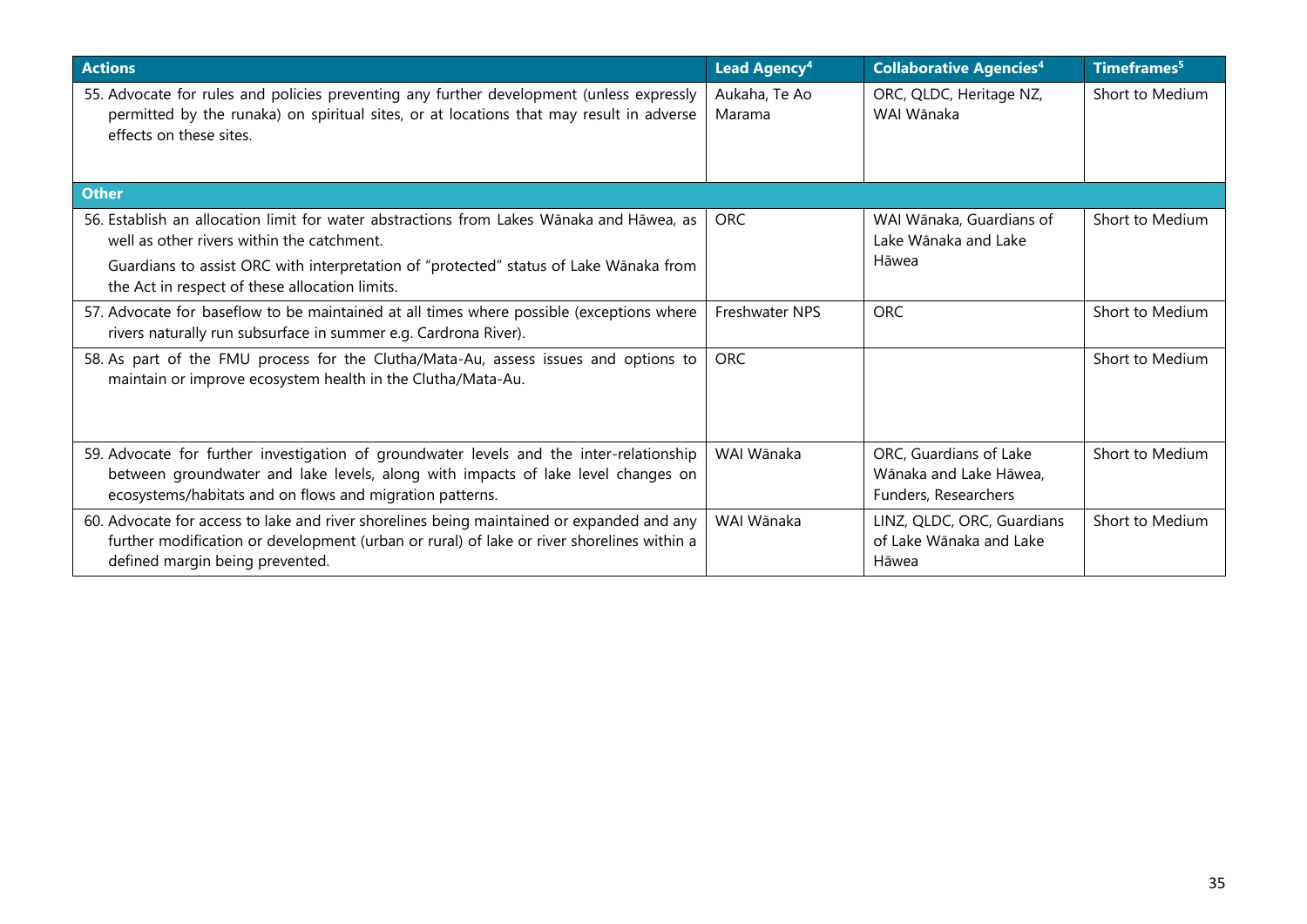| Actions | Lead Agency[4] | Collaborative Agencies[4] | Timeframes[5] |
|---|---|---|---|
| 55. Advocate for rules and policies preventing any further development (unless expressly permitted by the runaka) on spiritual sites, or at locations that may result in adverse effects on these sites. | Aukaha, Te Ao Marama | ORC, QLDC, Heritage NZ, WAI Wānaka | Short to Medium |
| **Other** | | | |
| 56. Establish an allocation limit for water abstractions from Lakes Wānaka and Hāwea, as well as other rivers within the catchment. Guardians to assist ORC with interpretation of "protected" status of Lake Wānaka from the Act in respect of these allocation limits. | ORC | WAI Wānaka, Guardians of Lake Wānaka and Lake Hāwea | Short to Medium |
| 57. Advocate for baseflow to be maintained at all times where possible (exceptions where rivers naturally run subsurface in summer e.g. Cardrona River). | Freshwater NPS | ORC | Short to Medium |
| 58. As part of the FMU process for the Clutha/Mata-Au, assess issues and options to maintain or improve ecosystem health in the Clutha/Mata-Au. | ORC | | Short to Medium |
| 59. Advocate for further investigation of groundwater levels and the inter-relationship between groundwater and lake levels, along with impacts of lake level changes on ecosystems/habitats and on flows and migration patterns. | WAI Wānaka | ORC, Guardians of Lake Wānaka and Lake Hāwea, Funders, Researchers | Short to Medium |
| 60. Advocate for access to lake and river shorelines being maintained or expanded and any further modification or development (urban or rural) of lake or river shorelines within a defined margin being prevented. | WAI Wānaka | LINZ, QLDC, ORC, Guardians of Lake Wānaka and Lake Hāwea | Short to Medium |